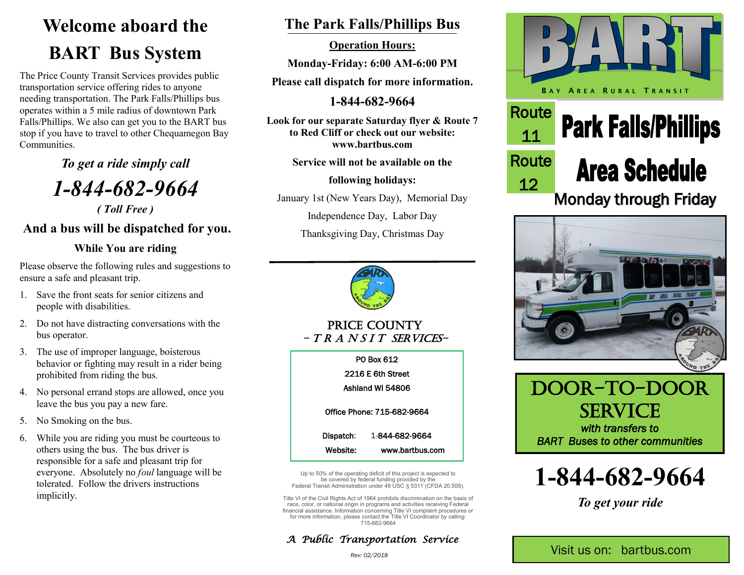# Welcome aboard the BART Bus System

The Price County Transit Services provides public transportation service offering rides to anyone needing transportation. The Park Falls/Phillips bus operates within a 5 mile radius of downtown Park Falls/Phillips. We also can get you to the BART bus stop if you have to travel to other Chequamegon Bay Communities.

### *To get a ride simply call*

## *1-844-682-9664*

***( Toll Free )***

### And a bus will be dispatched for you.

**While You are riding**

Please observe the following rules and suggestions to ensure a safe and pleasant trip.

1. Save the front seats for senior citizens and people with disabilities.
2. Do not have distracting conversations with the bus operator.
3. The use of improper language, boisterous behavior or fighting may result in a rider being prohibited from riding the bus.
4. No personal errand stops are allowed, once you leave the bus you pay a new fare.
5. No Smoking on the bus.
6. While you are riding you must be courteous to others using the bus. The bus driver is responsible for a safe and pleasant trip for everyone. Absolutely no *foul* language will be tolerated. Follow the drivers instructions implicitly.

## The Park Falls/Phillips Bus

**Operation Hours:**

**Monday-Friday: 6:00 AM-6:00 PM**

**Please call dispatch for more information.**

**1-844-682-9664**

**Look for our separate Saturday flyer & Route 7 to Red Cliff or check out our website: www.bartbus.com**

**Service will not be available on the following holidays:**

January 1st (New Years Day), Memorial Day

Independence Day, Labor Day

Thanksgiving Day, Christmas Day

PRICE COUNTY
*- T R A N S I T SERVICES-*

PO Box 612
2216 E 6th Street
Ashland WI 54806

Office Phone: 715-682-9664

Dispatch: 1-844-682-9664
Website: www.bartbus.com

Up to 50% of the operating deficit of this project is expected to be covered by federal funding provided by the Federal Transit Administration under 49 USC § 5311 (CFDA 20.509).

Title VI of the Civil Rights Act of 1964 prohibits discrimination on the basis of race, color, or national origin in programs and activities receiving Federal financial assistance. Information concerning Title VI complaint procedures or for more information, please contact the Title VI Coordinator by calling: 715-682-9664

*A Public Transportation Service*

*Rev: 02/2018*

# BART

BAY AREA RURAL TRANSIT

Route 11

Route 12

# Park Falls/Phillips Area Schedule

## Monday through Friday

## DOOR-TO-DOOR SERVICE

***with transfers to BART Buses to other communities***

# 1-844-682-9664

***To get your ride***

Visit us on: bartbus.com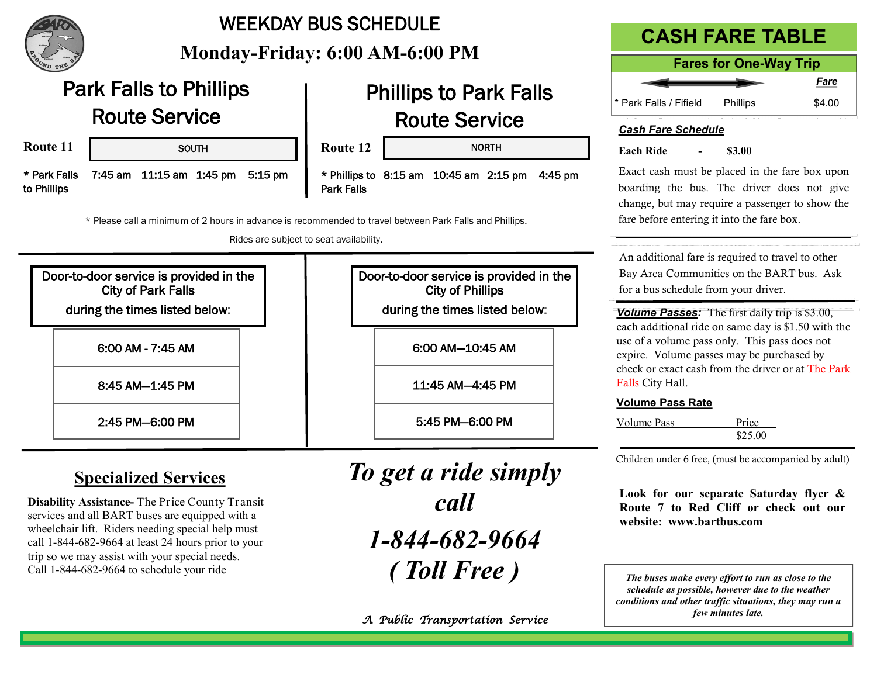# WEEKDAY BUS SCHEDULE

## Monday-Friday: 6:00 AM-6:00 PM

## Park Falls to Phillips Route Service

| Route 11 | SOUTH | | | |
|---|---|---|---|---|
| * Park Falls to Phillips | 7:45 am | 11:15 am | 1:45 pm | 5:15 pm |

## Phillips to Park Falls Route Service

| Route 12 | NORTH | | | |
|---|---|---|---|---|
| * Phillips to Park Falls | 8:15 am | 10:45 am | 2:15 pm | 4:45 pm |

\* Please call a minimum of 2 hours in advance is recommended to travel between Park Falls and Phillips.

Rides are subject to seat availability.

**Door-to-door service is provided in the City of Park Falls during the times listed below:**

| |
|---|
| 6:00 AM - 7:45 AM |
| 8:45 AM—1:45 PM |
| 2:45 PM—6:00 PM |

**Door-to-door service is provided in the City of Phillips during the times listed below:**

| |
|---|
| 6:00 AM—10:45 AM |
| 11:45 AM—4:45 PM |
| 5:45 PM—6:00 PM |

## Specialized Services

**Disability Assistance-** The Price County Transit services and all BART buses are equipped with a wheelchair lift. Riders needing special help must call 1-844-682-9664 at least 24 hours prior to your trip so we may assist with your special needs. Call 1-844-682-9664 to schedule your ride

# *To get a ride simply call*

# *1-844-682-9664 ( Toll Free )*

*A Public Transportation Service*

## CASH FARE TABLE

**Fares for One-Way Trip**

| | | Fare |
|---|---|---|
| * Park Falls / Fifield | Phillips | $4.00 |

***Cash Fare Schedule***

**Each Ride - $3.00**

Exact cash must be placed in the fare box upon boarding the bus. The driver does not give change, but may require a passenger to show the fare before entering it into the fare box.

An additional fare is required to travel to other Bay Area Communities on the BART bus. Ask for a bus schedule from your driver.

***Volume Passes:*** The first daily trip is $3.00, each additional ride on same day is $1.50 with the use of a volume pass only. This pass does not expire. Volume passes may be purchased by check or exact cash from the driver or at The Park Falls City Hall.

**Volume Pass Rate**

| Volume Pass | Price |
|---|---|
| | $25.00 |

Children under 6 free, (must be accompanied by adult)

**Look for our separate Saturday flyer & Route 7 to Red Cliff or check out our website: www.bartbus.com**

***The buses make every effort to run as close to the schedule as possible, however due to the weather conditions and other traffic situations, they may run a few minutes late.***